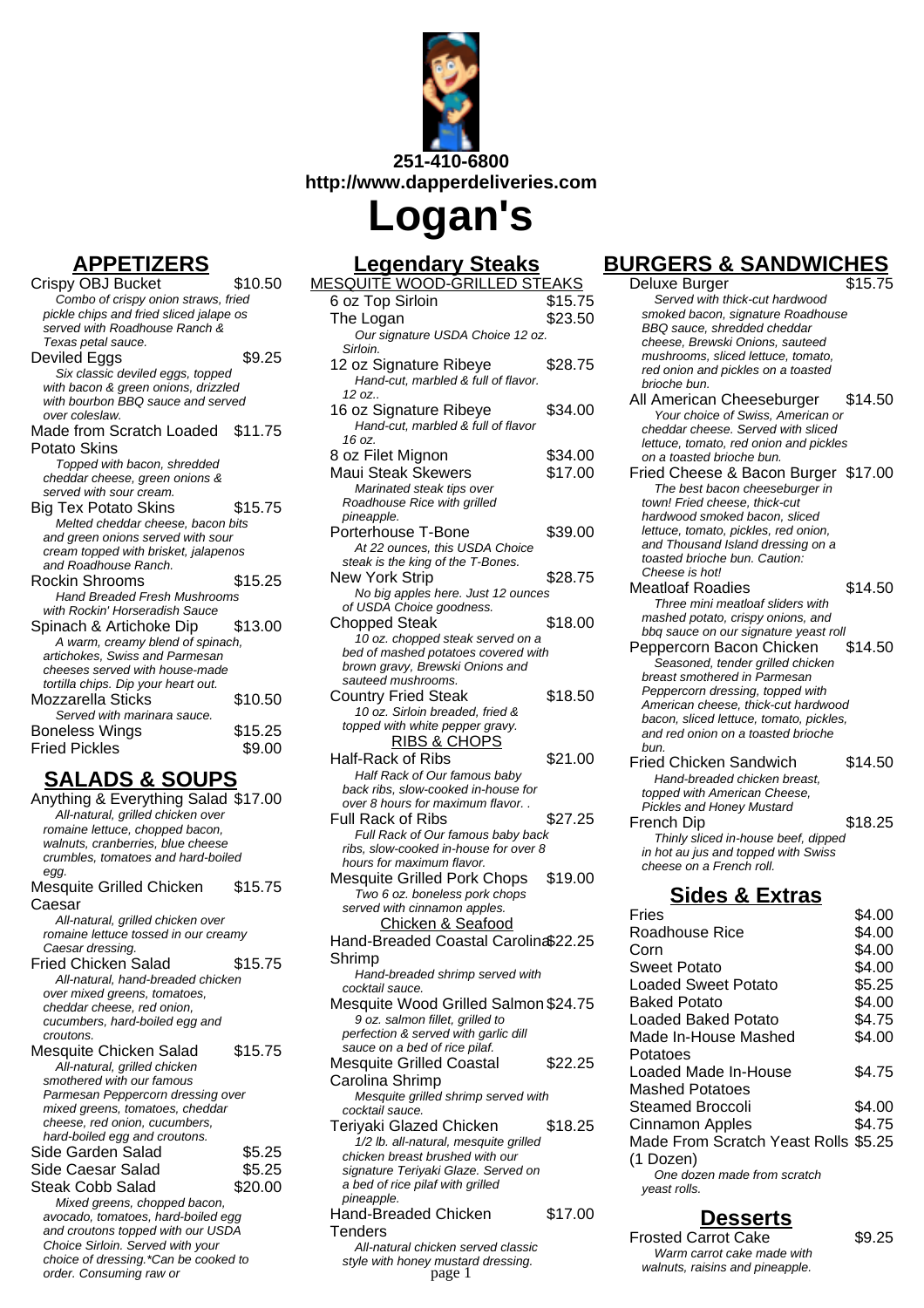251-410-6800
http://www.dapperdeliveries.com

# Logan's

## APPETIZERS

**Crispy OBJ Bucket** $10.50
*Combo of crispy onion straws, fried pickle chips and fried sliced jalape os served with Roadhouse Ranch & Texas petal sauce.*

**Deviled Eggs** $9.25
*Six classic deviled eggs, topped with bacon & green onions, drizzled with bourbon BBQ sauce and served over coleslaw.*

**Made from Scratch Loaded Potato Skins** $11.75
*Topped with bacon, shredded cheddar cheese, green onions & served with sour cream.*

**Big Tex Potato Skins** $15.75
*Melted cheddar cheese, bacon bits and green onions served with sour cream topped with brisket, jalapenos and Roadhouse Ranch.*

**Rockin Shrooms** $15.25
*Hand Breaded Fresh Mushrooms with Rockin' Horseradish Sauce*

**Spinach & Artichoke Dip** $13.00
*A warm, creamy blend of spinach, artichokes, Swiss and Parmesan cheeses served with house-made tortilla chips. Dip your heart out.*

**Mozzarella Sticks** $10.50
*Served with marinara sauce.*

**Boneless Wings** $15.25

**Fried Pickles** $9.00

## SALADS & SOUPS

**Anything & Everything Salad** $17.00
*All-natural, grilled chicken over romaine lettuce, chopped bacon, walnuts, cranberries, blue cheese crumbles, cheddar cheese, tomatoes and hard-boiled egg.*

**Mesquite Grilled Chicken Caesar** $15.75
*All-natural, grilled chicken over romaine lettuce tossed in our creamy Caesar dressing.*

**Fried Chicken Salad** $15.75
*All-natural, hand-breaded chicken over mixed greens, tomatoes, cheddar cheese, red onion, cucumbers, hard-boiled egg and croutons.*

**Mesquite Chicken Salad** $15.75
*All-natural, grilled chicken smothered with our famous Parmesan Peppercorn dressing over mixed greens, tomatoes, cheddar cheese, red onion, cucumbers, hard-boiled egg and croutons.*

**Side Garden Salad** $5.25

**Side Caesar Salad** $5.25

**Steak Cobb Salad** $20.00
*Mixed greens, chopped bacon, avocado, tomatoes, hard-boiled egg and croutons topped with our USDA Choice Sirloin. Served with your choice of dressing.*Can be cooked to order. Consuming raw or*

## Legendary Steaks

### MESQUITE WOOD-GRILLED STEAKS

**6 oz Top Sirloin** $15.75

**The Logan** $23.50
*Our signature USDA Choice 12 oz. Sirloin.*

**12 oz Signature Ribeye** $28.75
*Hand-cut, marbled & full of flavor. 12 oz..*

**16 oz Signature Ribeye** $34.00
*Hand-cut, marbled & full of flavor 16 oz.*

**8 oz Filet Mignon** $34.00

**Maui Steak Skewers** $17.00
*Marinated steak tips over Roadhouse Rice with grilled pineapple.*

**Porterhouse T-Bone** $39.00
*At 22 ounces, this USDA Choice steak is the king of the T-Bones.*

**New York Strip** $28.75
*No big apples here. Just 12 ounces of USDA Choice goodness.*

**Chopped Steak** $18.00
*10 oz. chopped steak served on a bed of mashed potatoes covered with brown gravy, Brewski Onions and sauteed mushrooms.*

**Country Fried Steak** $18.50
*10 oz. Sirloin breaded, fried & topped with white pepper gravy.*

### RIBS & CHOPS

**Half-Rack of Ribs** $21.00
*Half Rack of Our famous baby back ribs, slow-cooked in-house for over 8 hours for maximum flavor. .*

**Full Rack of Ribs** $27.25
*Full Rack of Our famous baby back ribs, slow-cooked in-house for over 8 hours for maximum flavor.*

**Mesquite Grilled Pork Chops** $19.00
*Two 6 oz. boneless pork chops served with cinnamon apples.*

### Chicken & Seafood

**Hand-Breaded Coastal Carolina Shrimp** $22.25
*Hand-breaded shrimp served with cocktail sauce.*

**Mesquite Wood Grilled Salmon** $24.75
*9 oz. salmon fillet, grilled to perfection & served with garlic dill sauce on a bed of rice pilaf.*

**Mesquite Grilled Coastal Carolina Shrimp** $22.25
*Mesquite grilled shrimp served with cocktail sauce.*

**Teriyaki Glazed Chicken** $18.25
*1/2 lb. all-natural, mesquite grilled chicken breast brushed with our signature Teriyaki Glaze. Served on a bed of rice pilaf with grilled pineapple.*

**Hand-Breaded Chicken Tenders** $17.00
*All-natural chicken served classic style with honey mustard dressing.*

## BURGERS & SANDWICHES

**Deluxe Burger** $15.75
*Served with thick-cut hardwood smoked bacon, signature Roadhouse BBQ sauce, shredded cheddar cheese, Brewski Onions, sauteed mushrooms, sliced lettuce, tomato, red onion and pickles on a toasted brioche bun.*

**All American Cheeseburger** $14.50
*Your choice of Swiss, American or cheddar cheese. Served with sliced lettuce, tomato, red onion and pickles on a toasted brioche bun.*

**Fried Cheese & Bacon Burger** $17.00
*The best bacon cheeseburger in town! Fried cheese, thick-cut hardwood smoked bacon, sliced lettuce, tomato, pickles, red onion, and Thousand Island dressing on a toasted brioche bun. Caution: Cheese is hot!*

**Meatloaf Roadies** $14.50
*Three mini meatloaf sliders with mashed potato, crispy onions, and bbq sauce on our signature yeast roll*

**Peppercorn Bacon Chicken** $14.50
*Seasoned, tender grilled chicken breast smothered in Parmesan Peppercorn dressing, topped with American cheese, thick-cut hardwood bacon, sliced lettuce, tomato, pickles, and red onion on a toasted brioche bun.*

**Fried Chicken Sandwich** $14.50
*Hand-breaded chicken breast, topped with American Cheese, Pickles and Honey Mustard*

**French Dip** $18.25
*Thinly sliced in-house beef, dipped in hot au jus and topped with Swiss cheese on a French roll.*

## Sides & Extras

| Item | Price |
|---|---|
| Fries | $4.00 |
| Roadhouse Rice | $4.00 |
| Corn | $4.00 |
| Sweet Potato | $4.00 |
| Loaded Sweet Potato | $5.25 |
| Baked Potato | $4.00 |
| Loaded Baked Potato | $4.75 |
| Made In-House Mashed Potatoes | $4.00 |
| Loaded Made In-House Mashed Potatoes | $4.75 |
| Steamed Broccoli | $4.00 |
| Cinnamon Apples | $4.75 |
| Made From Scratch Yeast Rolls (1 Dozen) | $5.25 |

*One dozen made from scratch yeast rolls.*

## Desserts

**Frosted Carrot Cake** $9.25
*Warm carrot cake made with walnuts, raisins and pineapple.*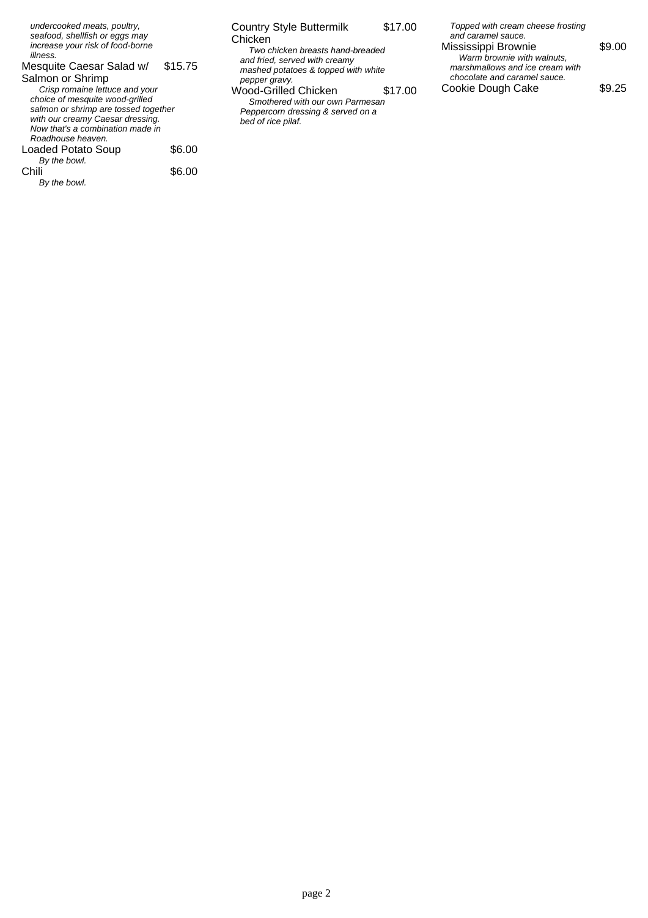*undercooked meats, poultry, seafood, shellfish or eggs may increase your risk of food-borne illness.*

Mesquite Caesar Salad w/ Salmon or Shrimp — $15.75
*Crisp romaine lettuce and your choice of mesquite wood-grilled salmon or shrimp are tossed together with our creamy Caesar dressing. Now that's a combination made in Roadhouse heaven.*

Loaded Potato Soup — $6.00
*By the bowl.*

Chili — $6.00
*By the bowl.*

Country Style Buttermilk Chicken — $17.00
*Two chicken breasts hand-breaded and fried, served with creamy mashed potatoes & topped with white pepper gravy.*

Wood-Grilled Chicken — $17.00
*Smothered with our own Parmesan Peppercorn dressing & served on a bed of rice pilaf.*

*Topped with cream cheese frosting and caramel sauce.*

Mississippi Brownie — $9.00
*Warm brownie with walnuts, marshmallows and ice cream with chocolate and caramel sauce.*

Cookie Dough Cake — $9.25